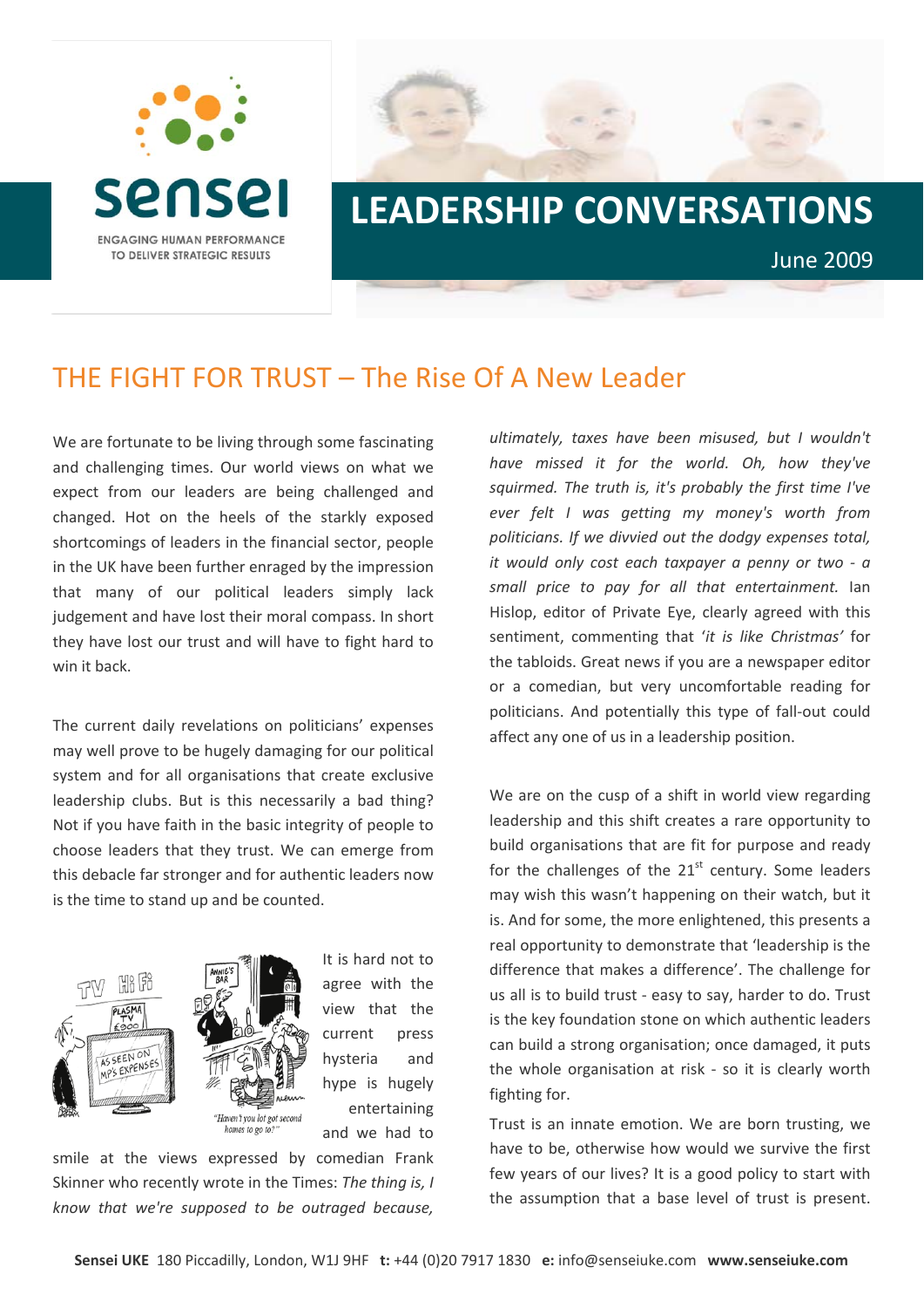sensei

ENGAGING HUMAN PERFORMANCE TO DELIVER STRATEGIC RESULTS

# LEADERSHIP CONVERSATIONS

June 2009

## THE FIGHT FOR TRUST – The Rise Of A New Leader

We are fortunate to be living through some fascinating and challenging times. Our world views on what we expect from our leaders are being challenged and changed. Hot on the heels of the starkly exposed shortcomings of leaders in the financial sector, people in the UK have been further enraged by the impression that many of our political leaders simply lack judgement and have lost their moral compass. In short they have lost our trust and will have to fight hard to win it back.

The current daily revelations on politicians' expenses may well prove to be hugely damaging for our political system and for all organisations that create exclusive leadership clubs. But is this necessarily a bad thing? Not if you have faith in the basic integrity of people to choose leaders that they trust. We can emerge from this debacle far stronger and for authentic leaders now is the time to stand up and be counted.

"Haven't you lot got second homes to go to?"

It is hard not to agree with the view that the current press hysteria and hype is hugely entertaining and we had to smile at the views expressed by comedian Frank Skinner who recently wrote in the Times: *The thing is, I know that we're supposed to be outraged because, ultimately, taxes have been misused, but I wouldn't have missed it for the world. Oh, how they've squirmed. The truth is, it's probably the first time I've ever felt I was getting my money's worth from politicians. If we divvied out the dodgy expenses total, it would only cost each taxpayer a penny or two - a small price to pay for all that entertainment.* Ian Hislop, editor of Private Eye, clearly agreed with this sentiment, commenting that '*it is like Christmas'* for the tabloids. Great news if you are a newspaper editor or a comedian, but very uncomfortable reading for politicians. And potentially this type of fall-out could affect any one of us in a leadership position.

We are on the cusp of a shift in world view regarding leadership and this shift creates a rare opportunity to build organisations that are fit for purpose and ready for the challenges of the 21st century. Some leaders may wish this wasn't happening on their watch, but it is. And for some, the more enlightened, this presents a real opportunity to demonstrate that 'leadership is the difference that makes a difference'. The challenge for us all is to build trust - easy to say, harder to do. Trust is the key foundation stone on which authentic leaders can build a strong organisation; once damaged, it puts the whole organisation at risk - so it is clearly worth fighting for.

Trust is an innate emotion. We are born trusting, we have to be, otherwise how would we survive the first few years of our lives? It is a good policy to start with the assumption that a base level of trust is present.

**Sensei UKE** 180 Piccadilly, London, W1J 9HF **t:** +44 (0)20 7917 1830 **e:** info@senseiuke.com **www.senseiuke.com**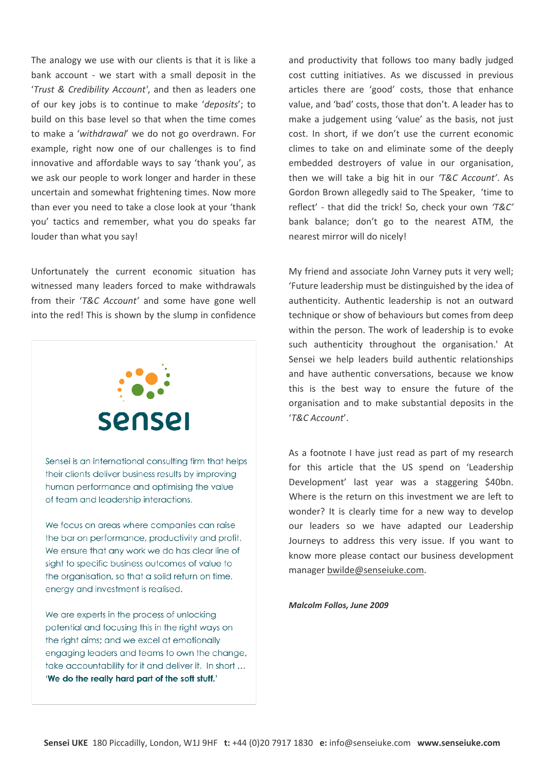The analogy we use with our clients is that it is like a bank account - we start with a small deposit in the '*Trust & Credibility Account*', and then as leaders one of our key jobs is to continue to make '*deposits*'; to build on this base level so that when the time comes to make a '*withdrawal*' we do not go overdrawn. For example, right now one of our challenges is to find innovative and affordable ways to say 'thank you', as we ask our people to work longer and harder in these uncertain and somewhat frightening times. Now more than ever you need to take a close look at your 'thank you' tactics and remember, what you do speaks far louder than what you say!

Unfortunately the current economic situation has witnessed many leaders forced to make withdrawals from their *'T&C Account'* and some have gone well into the red! This is shown by the slump in confidence and productivity that follows too many badly judged cost cutting initiatives. As we discussed in previous articles there are 'good' costs, those that enhance value, and 'bad' costs, those that don't. A leader has to make a judgement using 'value' as the basis, not just cost. In short, if we don't use the current economic climes to take on and eliminate some of the deeply embedded destroyers of value in our organisation, then we will take a big hit in our *'T&C Account'*. As Gordon Brown allegedly said to The Speaker, 'time to reflect' - that did the trick! So, check your own *'T&C'* bank balance; don't go to the nearest ATM, the nearest mirror will do nicely!

My friend and associate John Varney puts it very well; 'Future leadership must be distinguished by the idea of authenticity. Authentic leadership is not an outward technique or show of behaviours but comes from deep within the person. The work of leadership is to evoke such authenticity throughout the organisation.' At Sensei we help leaders build authentic relationships and have authentic conversations, because we know this is the best way to ensure the future of the organisation and to make substantial deposits in the '*T&C Account*'.

As a footnote I have just read as part of my research for this article that the US spend on 'Leadership Development' last year was a staggering $40bn. Where is the return on this investment we are left to wonder? It is clearly time for a new way to develop our leaders so we have adapted our Leadership Journeys to address this very issue. If you want to know more please contact our business development manager bwilde@senseiuke.com.

***Malcolm Follos, June 2009***

sensei

Sensei is an international consulting firm that helps their clients deliver business results by improving human performance and optimising the value of team and leadership interactions.

We focus on areas where companies can raise the bar on performance, productivity and profit. We ensure that any work we do has clear line of sight to specific business outcomes of value to the organisation, so that a solid return on time, energy and investment is realised.

We are experts in the process of unlocking potential and focusing this in the right ways on the right aims; and we excel at emotionally engaging leaders and teams to own the change, take accountability for it and deliver it. In short ... **'We do the really hard part of the soft stuff.'**

**Sensei UKE** 180 Piccadilly, London, W1J 9HF **t:** +44 (0)20 7917 1830 **e:** info@senseiuke.com **www.senseiuke.com**